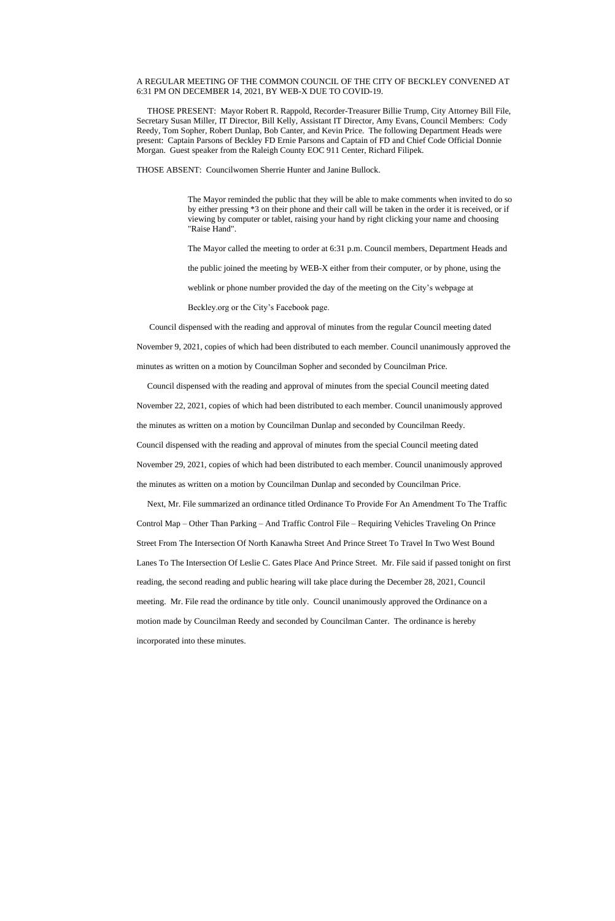A REGULAR MEETING OF THE COMMON COUNCIL OF THE CITY OF BECKLEY CONVENED AT 6:31 PM ON DECEMBER 14, 2021, BY WEB-X DUE TO COVID-19.

THOSE PRESENT: Mayor Robert R. Rappold, Recorder-Treasurer Billie Trump, City Attorney Bill File, Secretary Susan Miller, IT Director, Bill Kelly, Assistant IT Director, Amy Evans, Council Members: Cody Reedy, Tom Sopher, Robert Dunlap, Bob Canter, and Kevin Price. The following Department Heads were present: Captain Parsons of Beckley FD Ernie Parsons and Captain of FD and Chief Code Official Donnie Morgan. Guest speaker from the Raleigh County EOC 911 Center, Richard Filipek.

THOSE ABSENT: Councilwomen Sherrie Hunter and Janine Bullock.

The Mayor reminded the public that they will be able to make comments when invited to do so by either pressing *3 on their phone and their call will be taken in the order it is received, or if viewing by computer or tablet, raising your hand by right clicking your name and choosing "Raise Hand".

The Mayor called the meeting to order at 6:31 p.m. Council members, Department Heads and the public joined the meeting by WEB-X either from their computer, or by phone, using the weblink or phone number provided the day of the meeting on the City's webpage at Beckley.org or the City's Facebook page.

Council dispensed with the reading and approval of minutes from the regular Council meeting dated November 9, 2021, copies of which had been distributed to each member. Council unanimously approved the minutes as written on a motion by Councilman Sopher and seconded by Councilman Price.

Council dispensed with the reading and approval of minutes from the special Council meeting dated November 22, 2021, copies of which had been distributed to each member. Council unanimously approved the minutes as written on a motion by Councilman Dunlap and seconded by Councilman Reedy.

Council dispensed with the reading and approval of minutes from the special Council meeting dated November 29, 2021, copies of which had been distributed to each member. Council unanimously approved the minutes as written on a motion by Councilman Dunlap and seconded by Councilman Price.

Next, Mr. File summarized an ordinance titled Ordinance To Provide For An Amendment To The Traffic Control Map – Other Than Parking – And Traffic Control File – Requiring Vehicles Traveling On Prince Street From The Intersection Of North Kanawha Street And Prince Street To Travel In Two West Bound Lanes To The Intersection Of Leslie C. Gates Place And Prince Street. Mr. File said if passed tonight on first reading, the second reading and public hearing will take place during the December 28, 2021, Council meeting. Mr. File read the ordinance by title only. Council unanimously approved the Ordinance on a motion made by Councilman Reedy and seconded by Councilman Canter. The ordinance is hereby incorporated into these minutes.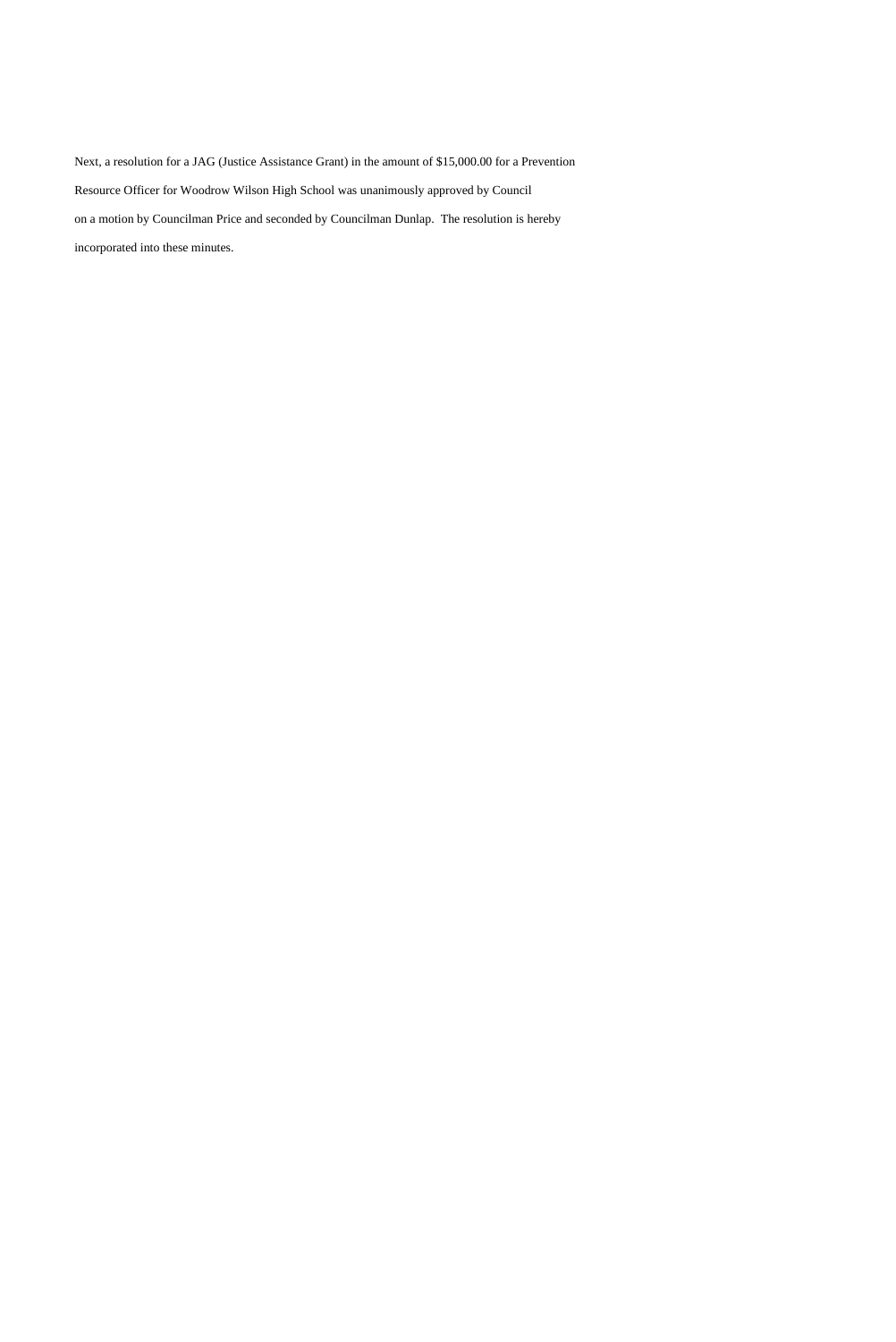Next, a resolution for a JAG (Justice Assistance Grant) in the amount of $15,000.00 for a Prevention Resource Officer for Woodrow Wilson High School was unanimously approved by Council on a motion by Councilman Price and seconded by Councilman Dunlap. The resolution is hereby incorporated into these minutes.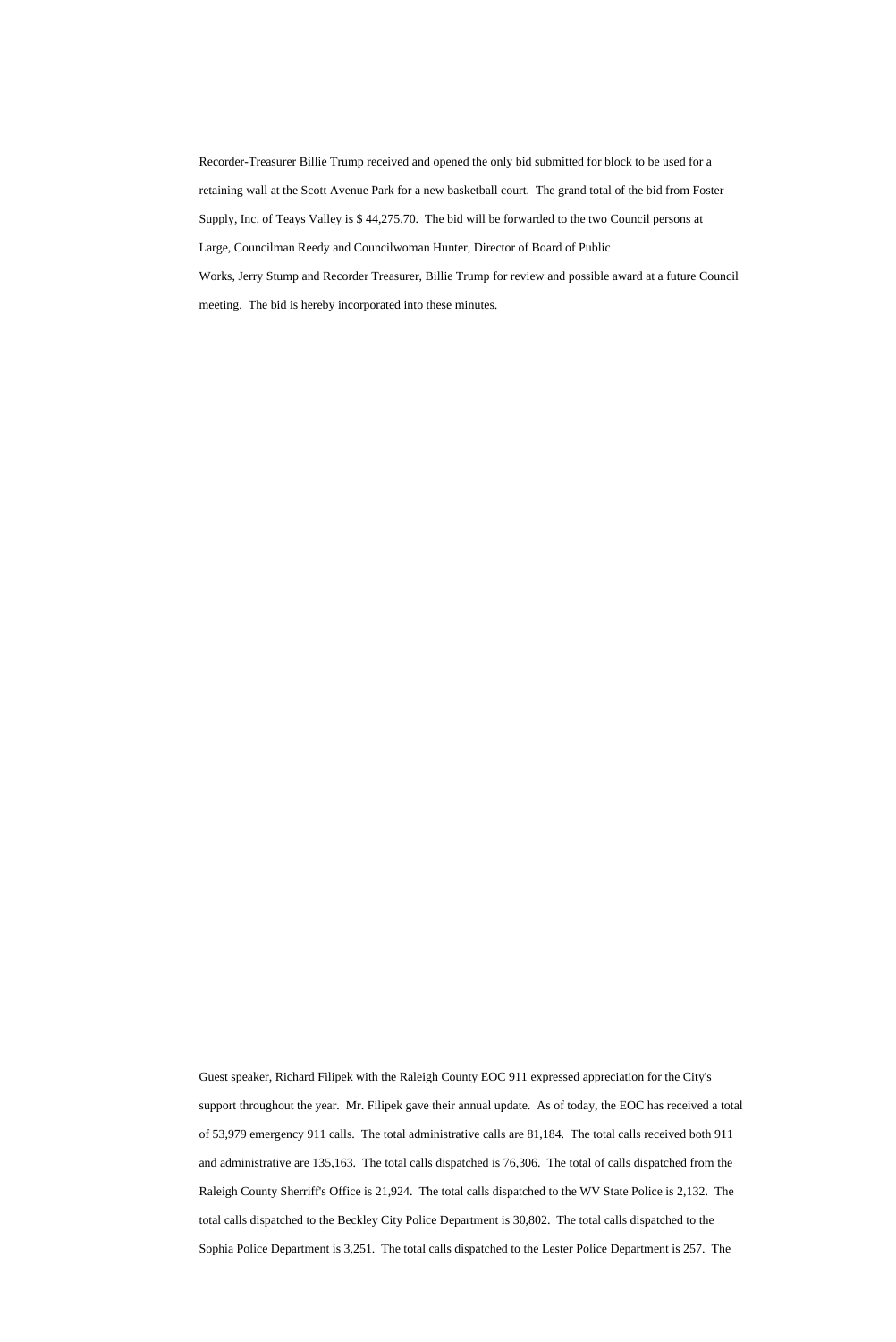Recorder-Treasurer Billie Trump received and opened the only bid submitted for block to be used for a retaining wall at the Scott Avenue Park for a new basketball court. The grand total of the bid from Foster Supply, Inc. of Teays Valley is $ 44,275.70. The bid will be forwarded to the two Council persons at Large, Councilman Reedy and Councilwoman Hunter, Director of Board of Public Works, Jerry Stump and Recorder Treasurer, Billie Trump for review and possible award at a future Council meeting. The bid is hereby incorporated into these minutes.

Guest speaker, Richard Filipek with the Raleigh County EOC 911 expressed appreciation for the City's support throughout the year. Mr. Filipek gave their annual update. As of today, the EOC has received a total of 53,979 emergency 911 calls. The total administrative calls are 81,184. The total calls received both 911 and administrative are 135,163. The total calls dispatched is 76,306. The total of calls dispatched from the Raleigh County Sherriff's Office is 21,924. The total calls dispatched to the WV State Police is 2,132. The total calls dispatched to the Beckley City Police Department is 30,802. The total calls dispatched to the Sophia Police Department is 3,251. The total calls dispatched to the Lester Police Department is 257. The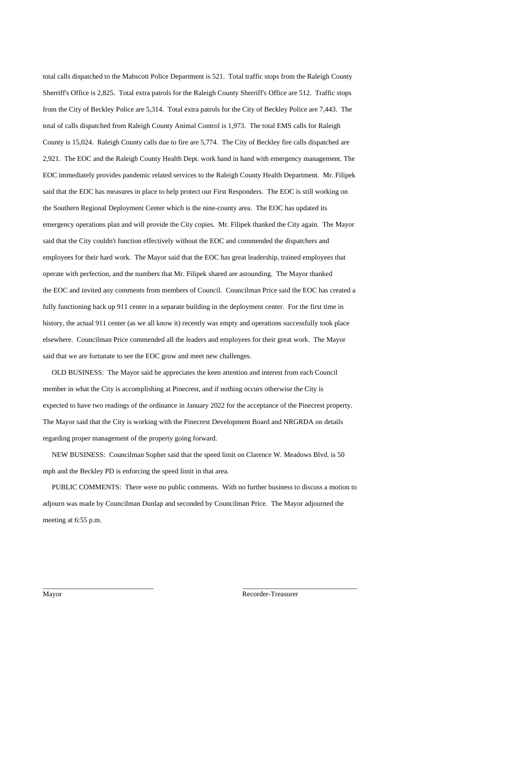total calls dispatched to the Mabscott Police Department is 521. Total traffic stops from the Raleigh County Sherriff's Office is 2,825. Total extra patrols for the Raleigh County Sherriff's Office are 512. Traffic stops from the City of Beckley Police are 5,314. Total extra patrols for the City of Beckley Police are 7,443. The total of calls dispatched from Raleigh County Animal Control is 1,973. The total EMS calls for Raleigh County is 15,024. Raleigh County calls due to fire are 5,774. The City of Beckley fire calls dispatched are 2,921. The EOC and the Raleigh County Health Dept. work hand in hand with emergency management. The EOC immediately provides pandemic related services to the Raleigh County Health Department. Mr. Filipek said that the EOC has measures in place to help protect our First Responders. The EOC is still working on the Southern Regional Deployment Center which is the nine-county area. The EOC has updated its emergency operations plan and will provide the City copies. Mr. Filipek thanked the City again. The Mayor said that the City couldn't function effectively without the EOC and commended the dispatchers and employees for their hard work. The Mayor said that the EOC has great leadership, trained employees that operate with perfection, and the numbers that Mr. Filipek shared are astounding. The Mayor thanked the EOC and invited any comments from members of Council. Councilman Price said the EOC has created a fully functioning back up 911 center in a separate building in the deployment center. For the first time in history, the actual 911 center (as we all know it) recently was empty and operations successfully took place elsewhere. Councilman Price commended all the leaders and employees for their great work. The Mayor said that we are fortunate to see the EOC grow and meet new challenges.

OLD BUSINESS: The Mayor said he appreciates the keen attention and interest from each Council member in what the City is accomplishing at Pinecrest, and if nothing occurs otherwise the City is expected to have two readings of the ordinance in January 2022 for the acceptance of the Pinecrest property. The Mayor said that the City is working with the Pinecrest Development Board and NRGRDA on details regarding proper management of the property going forward.

NEW BUSINESS: Councilman Sopher said that the speed limit on Clarence W. Meadows Blvd. is 50 mph and the Beckley PD is enforcing the speed limit in that area.

PUBLIC COMMENTS: There were no public comments. With no further business to discuss a motion to adjourn was made by Councilman Dunlap and seconded by Councilman Price. The Mayor adjourned the meeting at 6:55 p.m.

\_\_\_\_\_\_\_\_\_\_\_\_\_\_\_\_\_\_\_\_\_\_\_\_\_\_\_\_\_\_ \_\_\_\_\_\_\_\_\_\_\_\_\_\_\_\_\_\_\_\_\_\_\_\_\_\_\_\_\_\_

Mayor Recorder-Treasurer